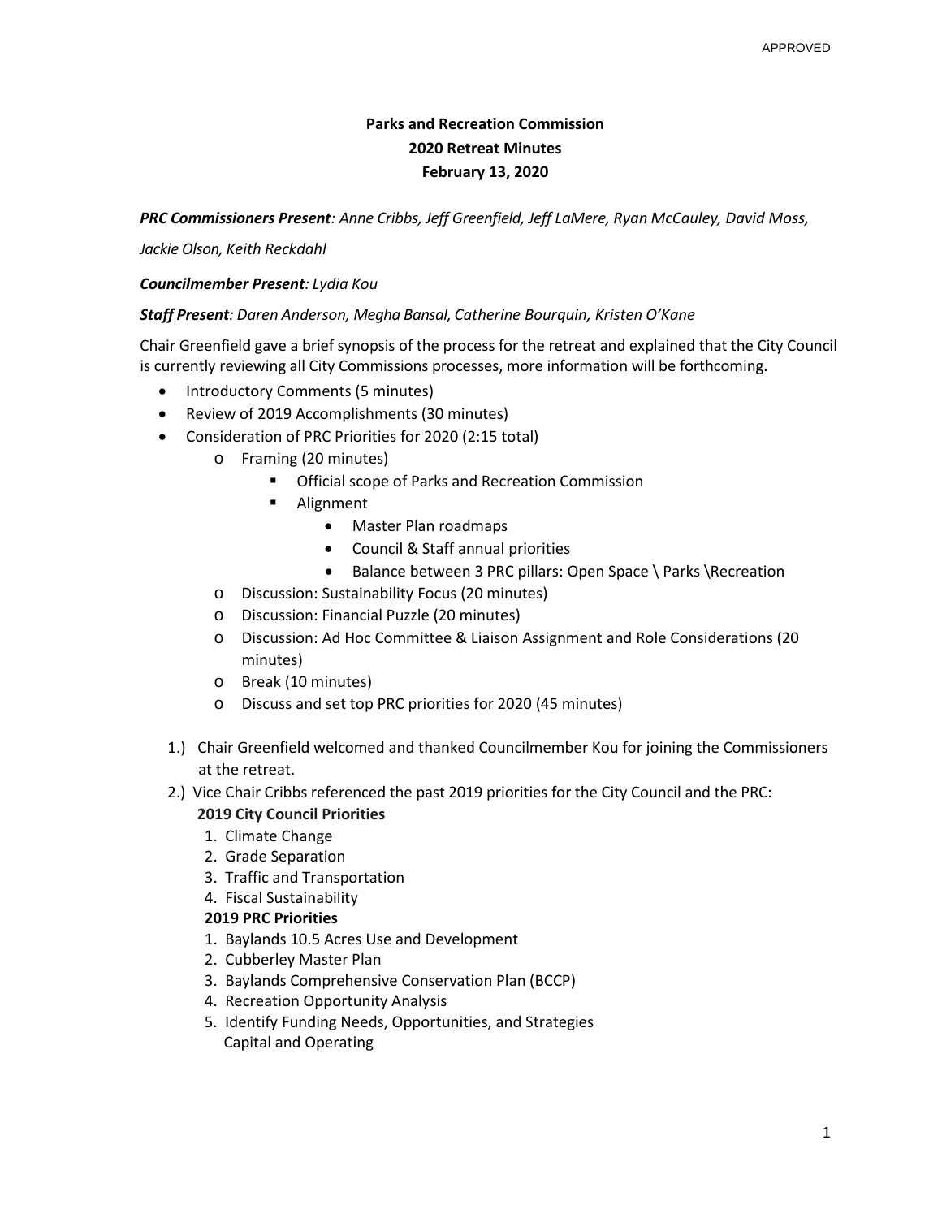APPROVED

# Parks and Recreation Commission
## 2020 Retreat Minutes
## February 13, 2020

***PRC Commissioners Present**: Anne Cribbs, Jeff Greenfield, Jeff LaMere, Ryan McCauley, David Moss, Jackie Olson, Keith Reckdahl*

***Councilmember Present**: Lydia Kou*

***Staff Present**: Daren Anderson, Megha Bansal, Catherine Bourquin, Kristen O'Kane*

Chair Greenfield gave a brief synopsis of the process for the retreat and explained that the City Council is currently reviewing all City Commissions processes, more information will be forthcoming.

- Introductory Comments (5 minutes)
- Review of 2019 Accomplishments (30 minutes)
- Consideration of PRC Priorities for 2020 (2:15 total)
  - Framing (20 minutes)
    - Official scope of Parks and Recreation Commission
    - Alignment
      - Master Plan roadmaps
      - Council & Staff annual priorities
      - Balance between 3 PRC pillars: Open Space \ Parks \Recreation
  - Discussion: Sustainability Focus (20 minutes)
  - Discussion: Financial Puzzle (20 minutes)
  - Discussion: Ad Hoc Committee & Liaison Assignment and Role Considerations (20 minutes)
  - Break (10 minutes)
  - Discuss and set top PRC priorities for 2020 (45 minutes)

1.) Chair Greenfield welcomed and thanked Councilmember Kou for joining the Commissioners at the retreat.

2.) Vice Chair Cribbs referenced the past 2019 priorities for the City Council and the PRC:

**2019 City Council Priorities**

1. Climate Change
2. Grade Separation
3. Traffic and Transportation
4. Fiscal Sustainability

**2019 PRC Priorities**

1. Baylands 10.5 Acres Use and Development
2. Cubberley Master Plan
3. Baylands Comprehensive Conservation Plan (BCCP)
4. Recreation Opportunity Analysis
5. Identify Funding Needs, Opportunities, and Strategies
   Capital and Operating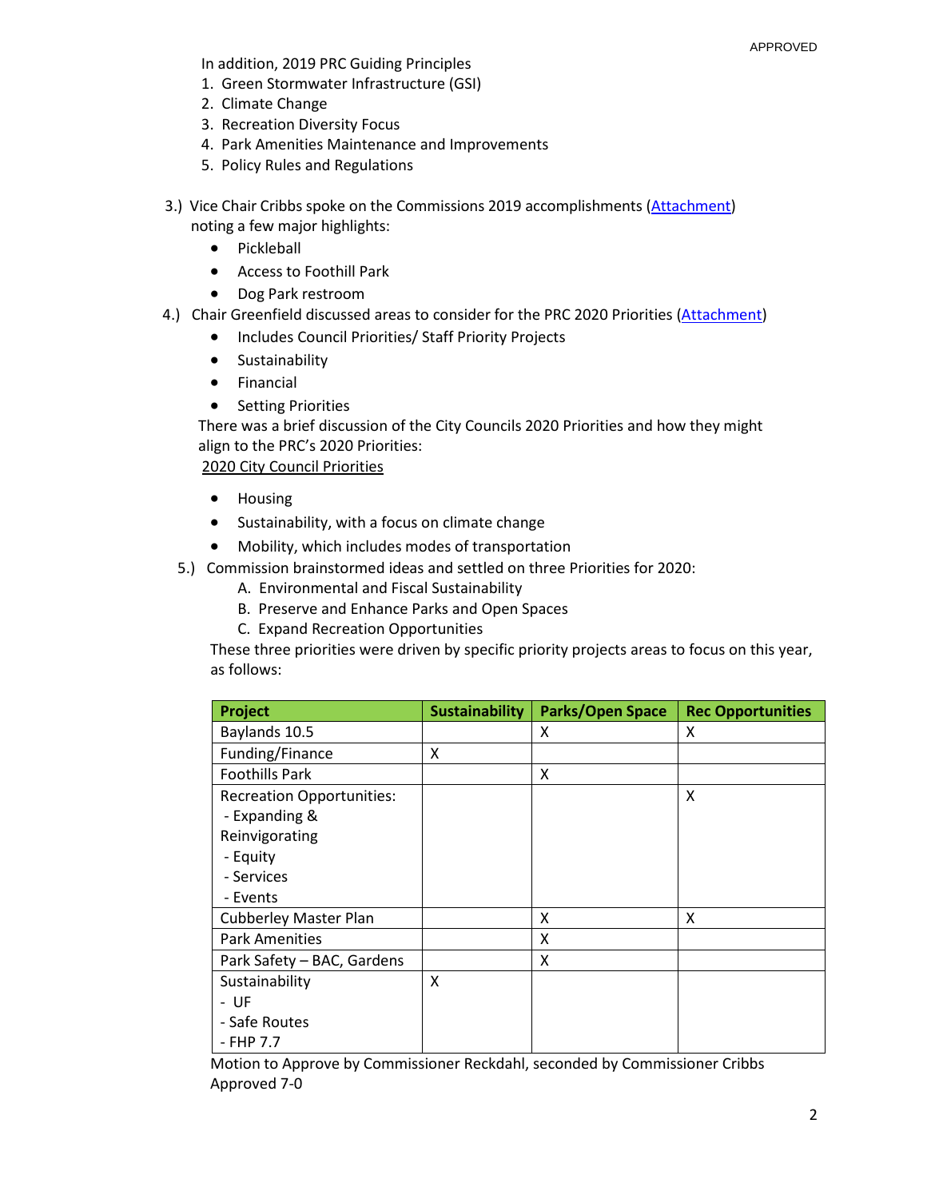In addition, 2019 PRC Guiding Principles

1. Green Stormwater Infrastructure (GSI)
2. Climate Change
3. Recreation Diversity Focus
4. Park Amenities Maintenance and Improvements
5. Policy Rules and Regulations

3.) Vice Chair Cribbs spoke on the Commissions 2019 accomplishments (Attachment) noting a few major highlights:

- Pickleball
- Access to Foothill Park
- Dog Park restroom

4.) Chair Greenfield discussed areas to consider for the PRC 2020 Priorities (Attachment)

- Includes Council Priorities/ Staff Priority Projects
- Sustainability
- Financial
- Setting Priorities

There was a brief discussion of the City Councils 2020 Priorities and how they might align to the PRC's 2020 Priorities:

2020 City Council Priorities

- Housing
- Sustainability, with a focus on climate change
- Mobility, which includes modes of transportation

5.) Commission brainstormed ideas and settled on three Priorities for 2020:

A. Environmental and Fiscal Sustainability
B. Preserve and Enhance Parks and Open Spaces
C. Expand Recreation Opportunities

These three priorities were driven by specific priority projects areas to focus on this year, as follows:

| Project | Sustainability | Parks/Open Space | Rec Opportunities |
|---|---|---|---|
| Baylands 10.5 | | X | X |
| Funding/Finance | X | | |
| Foothills Park | | X | |
| Recreation Opportunities:<br>- Expanding & Reinvigorating<br>- Equity<br>- Services<br>- Events | | | X |
| Cubberley Master Plan | | X | X |
| Park Amenities | | X | |
| Park Safety – BAC, Gardens | | X | |
| Sustainability<br>- UF<br>- Safe Routes<br>- FHP 7.7 | X | | |

Motion to Approve by Commissioner Reckdahl, seconded by Commissioner Cribbs
Approved 7-0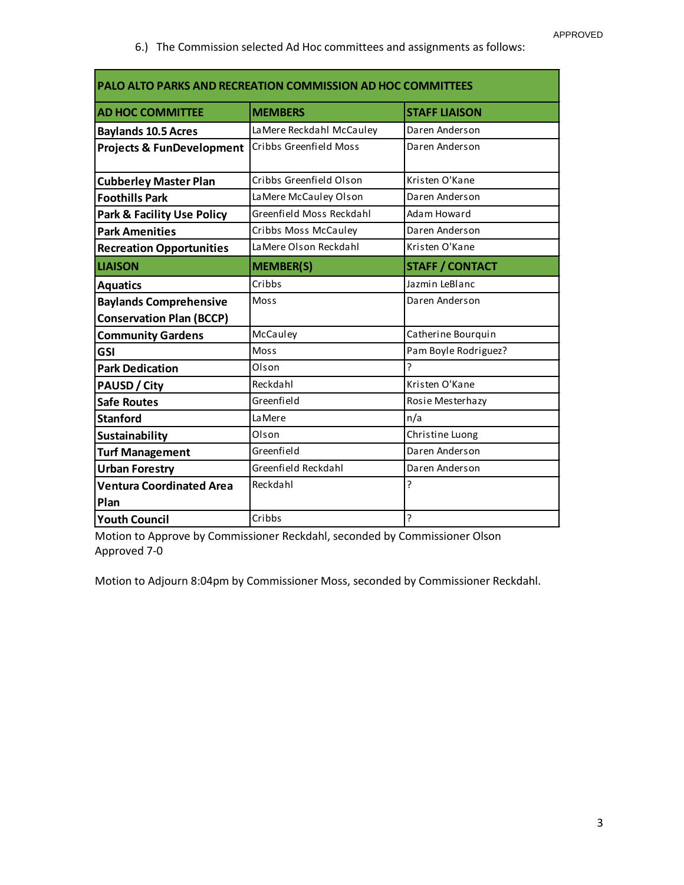6.) The Commission selected Ad Hoc committees and assignments as follows:

| PALO ALTO PARKS AND RECREATION COMMISSION AD HOC COMMITTEES | | |
|---|---|---|
| **AD HOC COMMITTEE** | **MEMBERS** | **STAFF LIAISON** |
| **Baylands 10.5 Acres** | LaMere Reckdahl McCauley | Daren Anderson |
| **Projects & FunDevelopment** | Cribbs Greenfield Moss | Daren Anderson |
| **Cubberley Master Plan** | Cribbs Greenfield Olson | Kristen O'Kane |
| **Foothills Park** | LaMere McCauley Olson | Daren Anderson |
| **Park & Facility Use Policy** | Greenfield Moss Reckdahl | Adam Howard |
| **Park Amenities** | Cribbs Moss McCauley | Daren Anderson |
| **Recreation Opportunities** | LaMere Olson Reckdahl | Kristen O'Kane |
| **LIAISON** | **MEMBER(S)** | **STAFF / CONTACT** |
| **Aquatics** | Cribbs | Jazmin LeBlanc |
| **Baylands Comprehensive Conservation Plan (BCCP)** | Moss | Daren Anderson |
| **Community Gardens** | McCauley | Catherine Bourquin |
| **GSI** | Moss | Pam Boyle Rodriguez? |
| **Park Dedication** | Olson | ? |
| **PAUSD / City** | Reckdahl | Kristen O'Kane |
| **Safe Routes** | Greenfield | Rosie Mesterhazy |
| **Stanford** | LaMere | n/a |
| **Sustainability** | Olson | Christine Luong |
| **Turf Management** | Greenfield | Daren Anderson |
| **Urban Forestry** | Greenfield Reckdahl | Daren Anderson |
| **Ventura Coordinated Area Plan** | Reckdahl | ? |
| **Youth Council** | Cribbs | ? |

Motion to Approve by Commissioner Reckdahl, seconded by Commissioner Olson
Approved 7-0

Motion to Adjourn 8:04pm by Commissioner Moss, seconded by Commissioner Reckdahl.